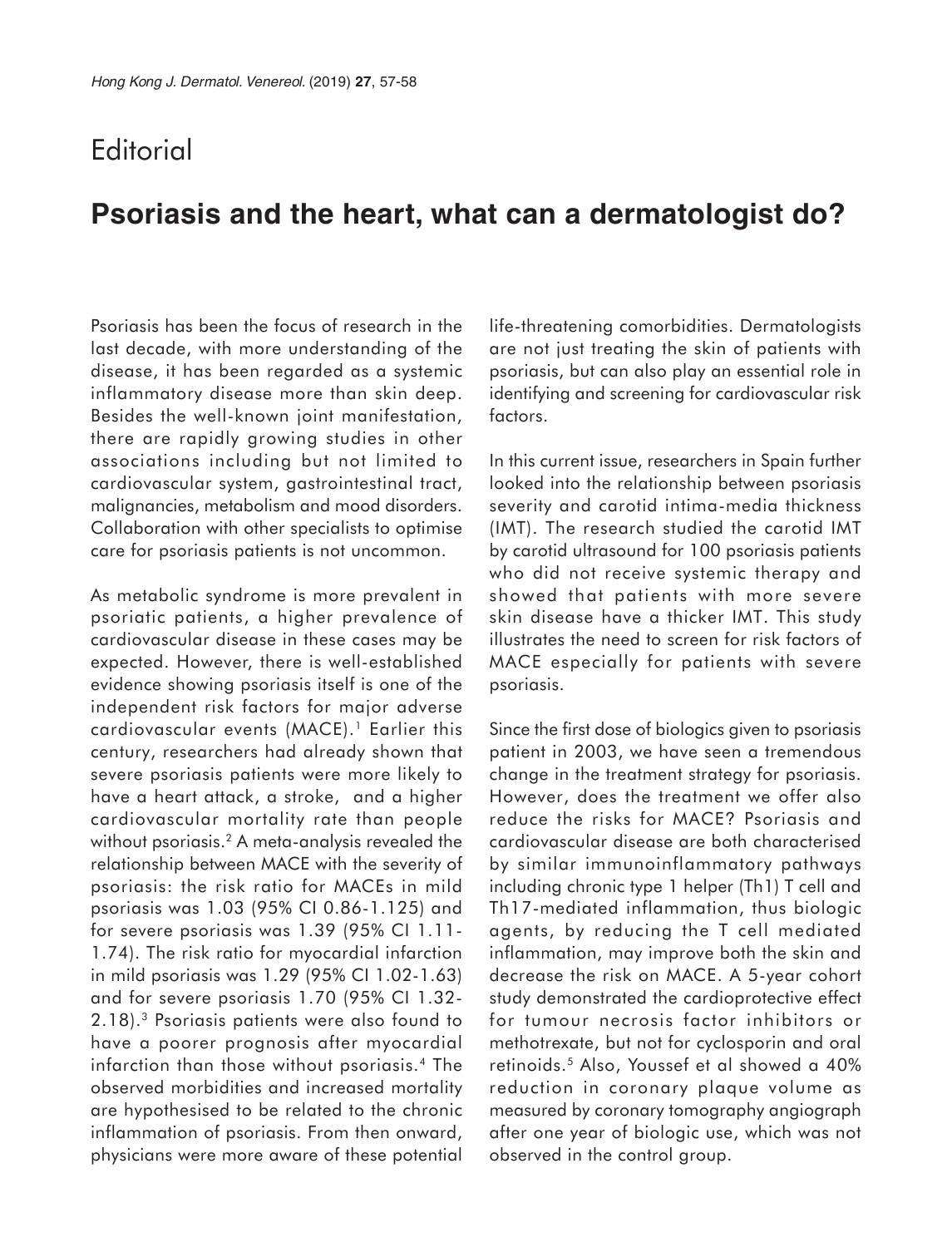Editorial

# Psoriasis and the heart, what can a dermatologist do?

Psoriasis has been the focus of research in the last decade, with more understanding of the disease, it has been regarded as a systemic inflammatory disease more than skin deep. Besides the well-known joint manifestation, there are rapidly growing studies in other associations including but not limited to cardiovascular system, gastrointestinal tract, malignancies, metabolism and mood disorders. Collaboration with other specialists to optimise care for psoriasis patients is not uncommon.

As metabolic syndrome is more prevalent in psoriatic patients, a higher prevalence of cardiovascular disease in these cases may be expected. However, there is well-established evidence showing psoriasis itself is one of the independent risk factors for major adverse cardiovascular events (MACE).[1] Earlier this century, researchers had already shown that severe psoriasis patients were more likely to have a heart attack, a stroke, and a higher cardiovascular mortality rate than people without psoriasis.[2] A meta-analysis revealed the relationship between MACE with the severity of psoriasis: the risk ratio for MACEs in mild psoriasis was 1.03 (95% CI 0.86-1.125) and for severe psoriasis was 1.39 (95% CI 1.11-1.74). The risk ratio for myocardial infarction in mild psoriasis was 1.29 (95% CI 1.02-1.63) and for severe psoriasis 1.70 (95% CI 1.32-2.18).[3] Psoriasis patients were also found to have a poorer prognosis after myocardial infarction than those without psoriasis.[4] The observed morbidities and increased mortality are hypothesised to be related to the chronic inflammation of psoriasis. From then onward, physicians were more aware of these potential life-threatening comorbidities. Dermatologists are not just treating the skin of patients with psoriasis, but can also play an essential role in identifying and screening for cardiovascular risk factors.

In this current issue, researchers in Spain further looked into the relationship between psoriasis severity and carotid intima-media thickness (IMT). The research studied the carotid IMT by carotid ultrasound for 100 psoriasis patients who did not receive systemic therapy and showed that patients with more severe skin disease have a thicker IMT. This study illustrates the need to screen for risk factors of MACE especially for patients with severe psoriasis.

Since the first dose of biologics given to psoriasis patient in 2003, we have seen a tremendous change in the treatment strategy for psoriasis. However, does the treatment we offer also reduce the risks for MACE? Psoriasis and cardiovascular disease are both characterised by similar immunoinflammatory pathways including chronic type 1 helper (Th1) T cell and Th17-mediated inflammation, thus biologic agents, by reducing the T cell mediated inflammation, may improve both the skin and decrease the risk on MACE. A 5-year cohort study demonstrated the cardioprotective effect for tumour necrosis factor inhibitors or methotrexate, but not for cyclosporin and oral retinoids.[5] Also, Youssef et al showed a 40% reduction in coronary plaque volume as measured by coronary tomography angiograph after one year of biologic use, which was not observed in the control group.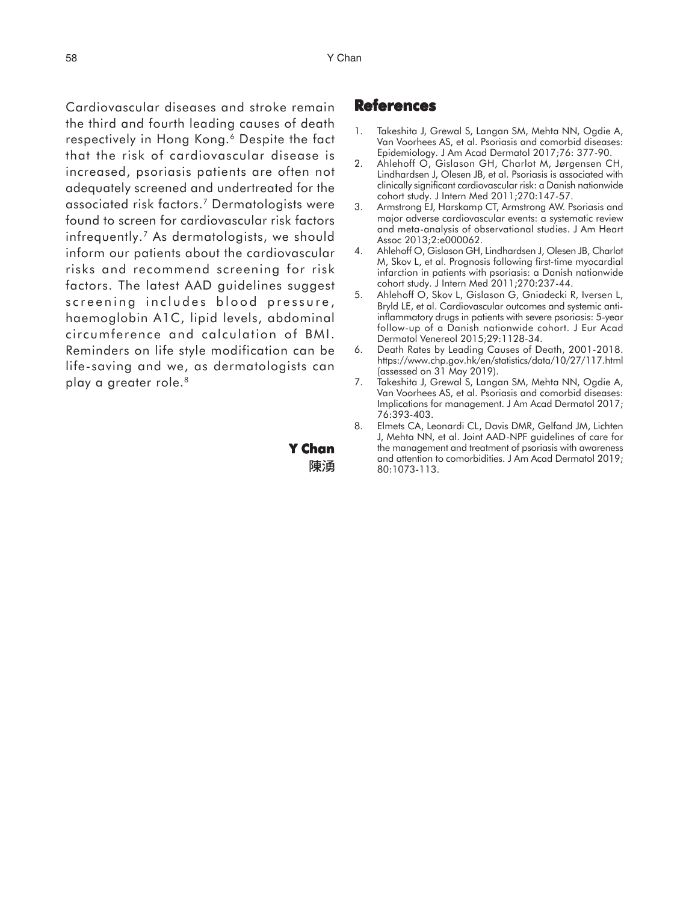Cardiovascular diseases and stroke remain the third and fourth leading causes of death respectively in Hong Kong.[6] Despite the fact that the risk of cardiovascular disease is increased, psoriasis patients are often not adequately screened and undertreated for the associated risk factors.[7] Dermatologists were found to screen for cardiovascular risk factors infrequently.[7] As dermatologists, we should inform our patients about the cardiovascular risks and recommend screening for risk factors. The latest AAD guidelines suggest screening includes blood pressure, haemoglobin A1C, lipid levels, abdominal circumference and calculation of BMI. Reminders on life style modification can be life-saving and we, as dermatologists can play a greater role.[8]

**Y Chan**
**陳湧**

## References

1. Takeshita J, Grewal S, Langan SM, Mehta NN, Ogdie A, Van Voorhees AS, et al. Psoriasis and comorbid diseases: Epidemiology. J Am Acad Dermatol 2017;76: 377-90.
2. Ahlehoff O, Gislason GH, Charlot M, Jørgensen CH, Lindhardsen J, Olesen JB, et al. Psoriasis is associated with clinically significant cardiovascular risk: a Danish nationwide cohort study. J Intern Med 2011;270:147-57.
3. Armstrong EJ, Harskamp CT, Armstrong AW. Psoriasis and major adverse cardiovascular events: a systematic review and meta-analysis of observational studies. J Am Heart Assoc 2013;2:e000062.
4. Ahlehoff O, Gislason GH, Lindhardsen J, Olesen JB, Charlot M, Skov L, et al. Prognosis following first-time myocardial infarction in patients with psoriasis: a Danish nationwide cohort study. J Intern Med 2011;270:237-44.
5. Ahlehoff O, Skov L, Gislason G, Gniadecki R, Iversen L, Bryld LE, et al. Cardiovascular outcomes and systemic anti-inflammatory drugs in patients with severe psoriasis: 5-year follow-up of a Danish nationwide cohort. J Eur Acad Dermatol Venereol 2015;29:1128-34.
6. Death Rates by Leading Causes of Death, 2001-2018. https://www.chp.gov.hk/en/statistics/data/10/27/117.html (assessed on 31 May 2019).
7. Takeshita J, Grewal S, Langan SM, Mehta NN, Ogdie A, Van Voorhees AS, et al. Psoriasis and comorbid diseases: Implications for management. J Am Acad Dermatol 2017; 76:393-403.
8. Elmets CA, Leonardi CL, Davis DMR, Gelfand JM, Lichten J, Mehta NN, et al. Joint AAD-NPF guidelines of care for the management and treatment of psoriasis with awareness and attention to comorbidities. J Am Acad Dermatol 2019; 80:1073-113.